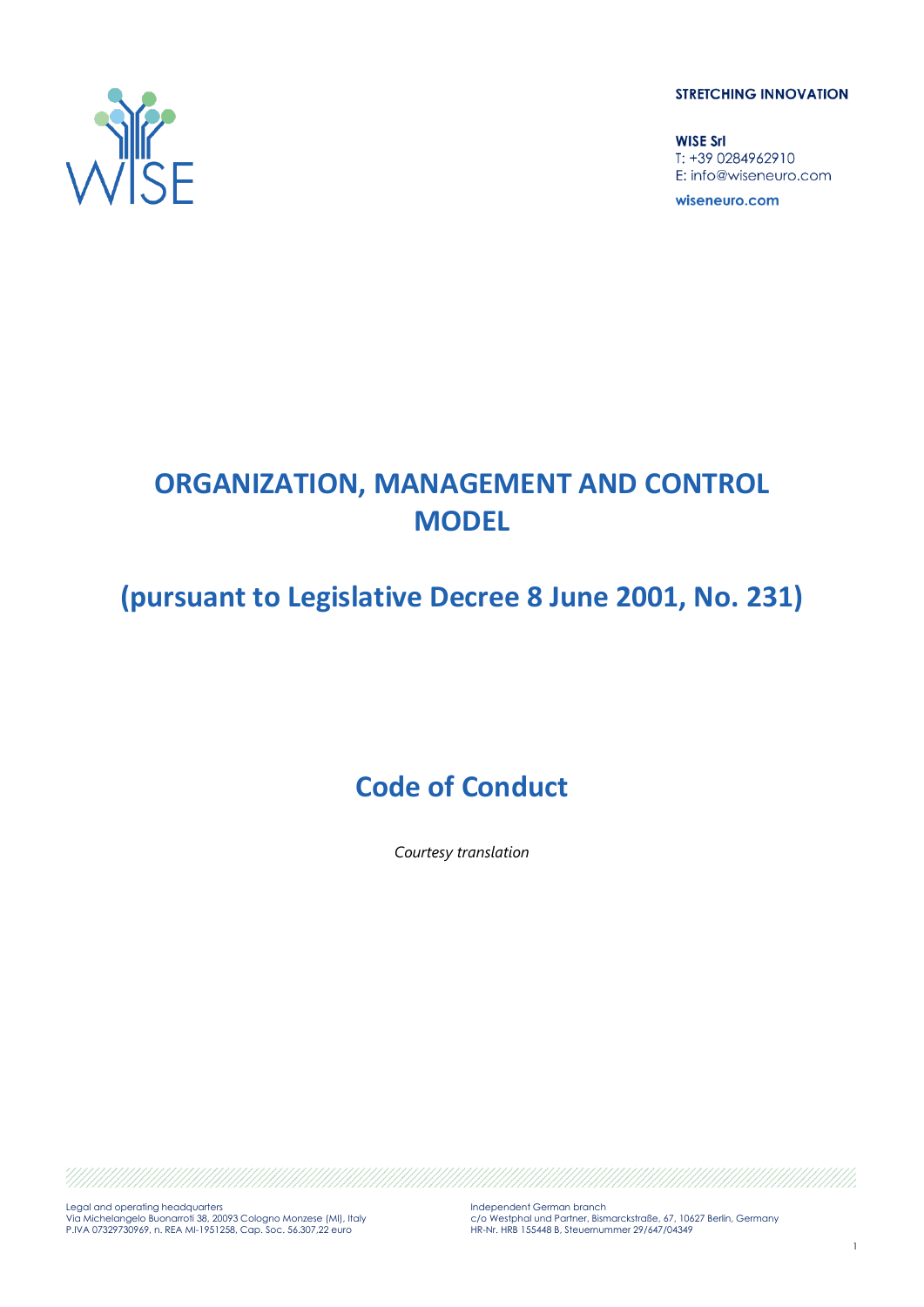STRETCHING INNOVATION

**WISE Srl**
T: +39 0284962910
E: info@wiseneuro.com

**wiseneuro.com**

# ORGANIZATION, MANAGEMENT AND CONTROL MODEL

# (pursuant to Legislative Decree 8 June 2001, No. 231)

## Code of Conduct

*Courtesy translation*

Legal and operating headquarters
Via Michelangelo Buonarroti 38, 20093 Cologno Monzese (MI), Italy
P.IVA 07329730969, n. REA MI-1951258, Cap. Soc. 56.307,22 euro

Independent German branch
c/o Westphal und Partner, Bismarckstraße, 67, 10627 Berlin, Germany
HR-Nr. HRB 155448 B, Steuernummer 29/647/04349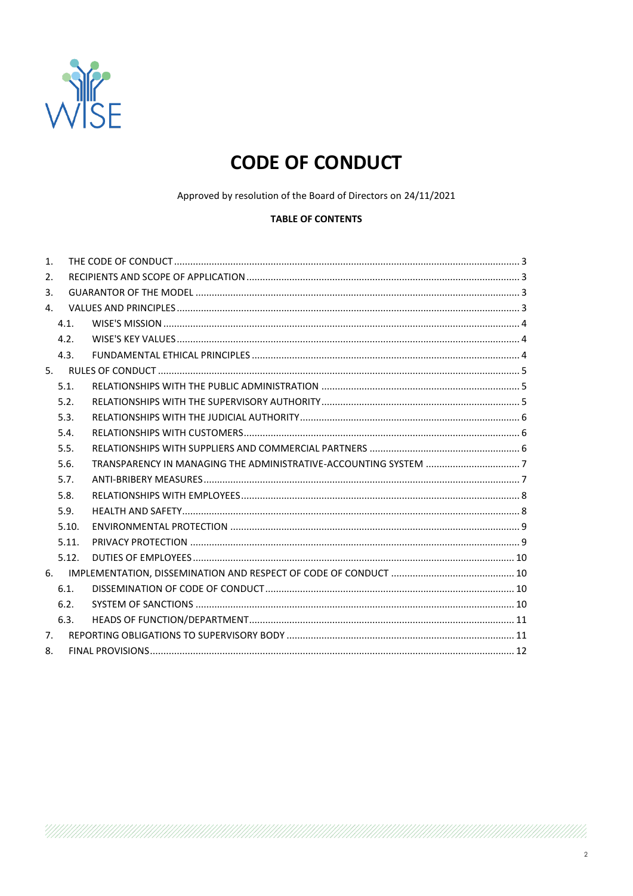# CODE OF CONDUCT

Approved by resolution of the Board of Directors on 24/11/2021

**TABLE OF CONTENTS**

1. THE CODE OF CONDUCT ... 3
2. RECIPIENTS AND SCOPE OF APPLICATION ... 3
3. GUARANTOR OF THE MODEL ... 3
4. VALUES AND PRINCIPLES ... 3
   - 4.1. WISE'S MISSION ... 4
   - 4.2. WISE'S KEY VALUES ... 4
   - 4.3. FUNDAMENTAL ETHICAL PRINCIPLES ... 4
5. RULES OF CONDUCT ... 5
   - 5.1. RELATIONSHIPS WITH THE PUBLIC ADMINISTRATION ... 5
   - 5.2. RELATIONSHIPS WITH THE SUPERVISORY AUTHORITY ... 5
   - 5.3. RELATIONSHIPS WITH THE JUDICIAL AUTHORITY ... 6
   - 5.4. RELATIONSHIPS WITH CUSTOMERS ... 6
   - 5.5. RELATIONSHIPS WITH SUPPLIERS AND COMMERCIAL PARTNERS ... 6
   - 5.6. TRANSPARENCY IN MANAGING THE ADMINISTRATIVE-ACCOUNTING SYSTEM ... 7
   - 5.7. ANTI-BRIBERY MEASURES ... 7
   - 5.8. RELATIONSHIPS WITH EMPLOYEES ... 8
   - 5.9. HEALTH AND SAFETY ... 8
   - 5.10. ENVIRONMENTAL PROTECTION ... 9
   - 5.11. PRIVACY PROTECTION ... 9
   - 5.12. DUTIES OF EMPLOYEES ... 10
6. IMPLEMENTATION, DISSEMINATION AND RESPECT OF CODE OF CONDUCT ... 10
   - 6.1. DISSEMINATION OF CODE OF CONDUCT ... 10
   - 6.2. SYSTEM OF SANCTIONS ... 10
   - 6.3. HEADS OF FUNCTION/DEPARTMENT ... 11
7. REPORTING OBLIGATIONS TO SUPERVISORY BODY ... 11
8. FINAL PROVISIONS ... 12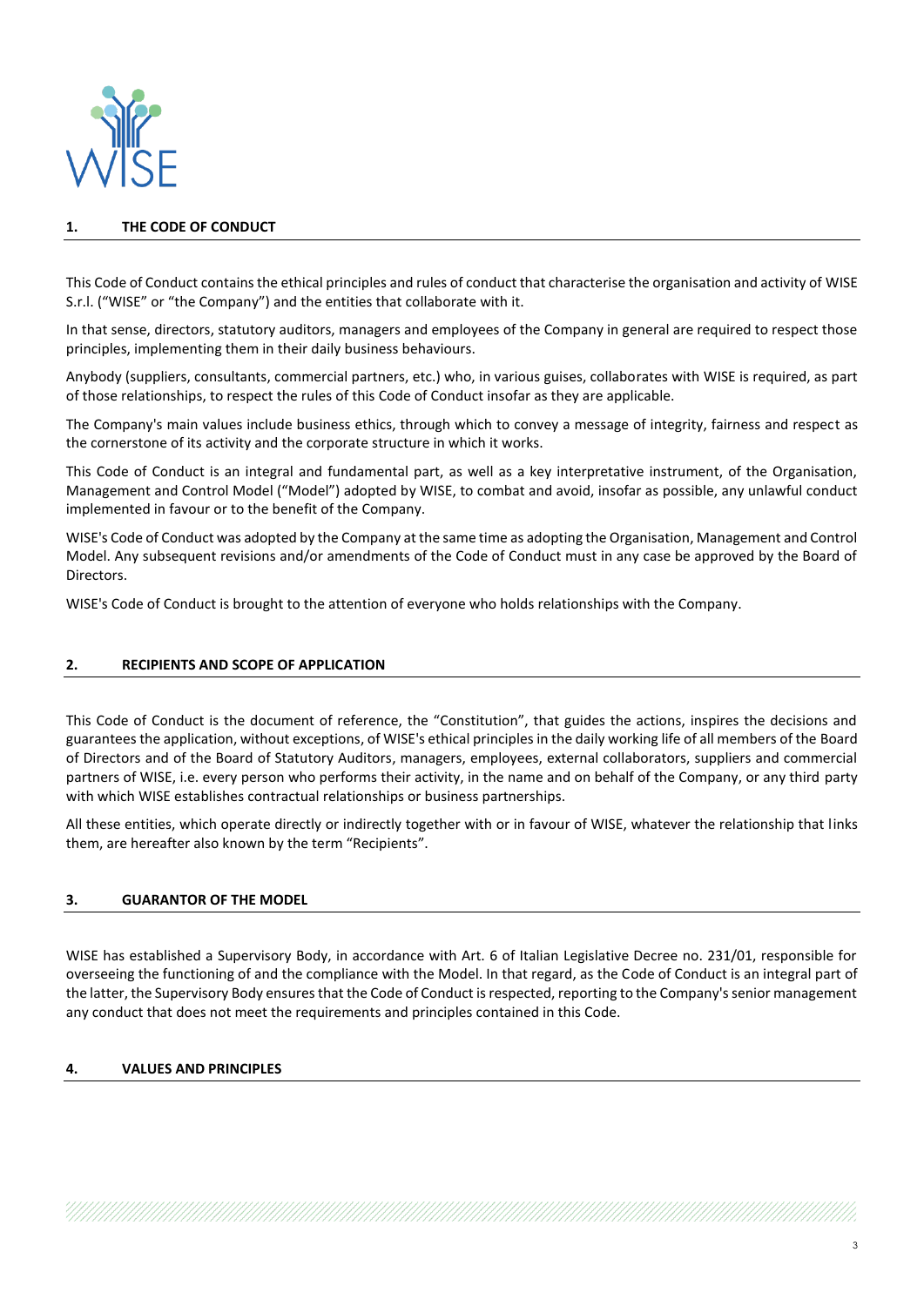## 1. THE CODE OF CONDUCT

This Code of Conduct contains the ethical principles and rules of conduct that characterise the organisation and activity of WISE S.r.l. ("WISE" or "the Company") and the entities that collaborate with it.

In that sense, directors, statutory auditors, managers and employees of the Company in general are required to respect those principles, implementing them in their daily business behaviours.

Anybody (suppliers, consultants, commercial partners, etc.) who, in various guises, collaborates with WISE is required, as part of those relationships, to respect the rules of this Code of Conduct insofar as they are applicable.

The Company's main values include business ethics, through which to convey a message of integrity, fairness and respect as the cornerstone of its activity and the corporate structure in which it works.

This Code of Conduct is an integral and fundamental part, as well as a key interpretative instrument, of the Organisation, Management and Control Model ("Model") adopted by WISE, to combat and avoid, insofar as possible, any unlawful conduct implemented in favour or to the benefit of the Company.

WISE's Code of Conduct was adopted by the Company at the same time as adopting the Organisation, Management and Control Model. Any subsequent revisions and/or amendments of the Code of Conduct must in any case be approved by the Board of Directors.

WISE's Code of Conduct is brought to the attention of everyone who holds relationships with the Company.

## 2. RECIPIENTS AND SCOPE OF APPLICATION

This Code of Conduct is the document of reference, the "Constitution", that guides the actions, inspires the decisions and guarantees the application, without exceptions, of WISE's ethical principles in the daily working life of all members of the Board of Directors and of the Board of Statutory Auditors, managers, employees, external collaborators, suppliers and commercial partners of WISE, i.e. every person who performs their activity, in the name and on behalf of the Company, or any third party with which WISE establishes contractual relationships or business partnerships.

All these entities, which operate directly or indirectly together with or in favour of WISE, whatever the relationship that links them, are hereafter also known by the term "Recipients".

## 3. GUARANTOR OF THE MODEL

WISE has established a Supervisory Body, in accordance with Art. 6 of Italian Legislative Decree no. 231/01, responsible for overseeing the functioning of and the compliance with the Model. In that regard, as the Code of Conduct is an integral part of the latter, the Supervisory Body ensures that the Code of Conduct is respected, reporting to the Company's senior management any conduct that does not meet the requirements and principles contained in this Code.

## 4. VALUES AND PRINCIPLES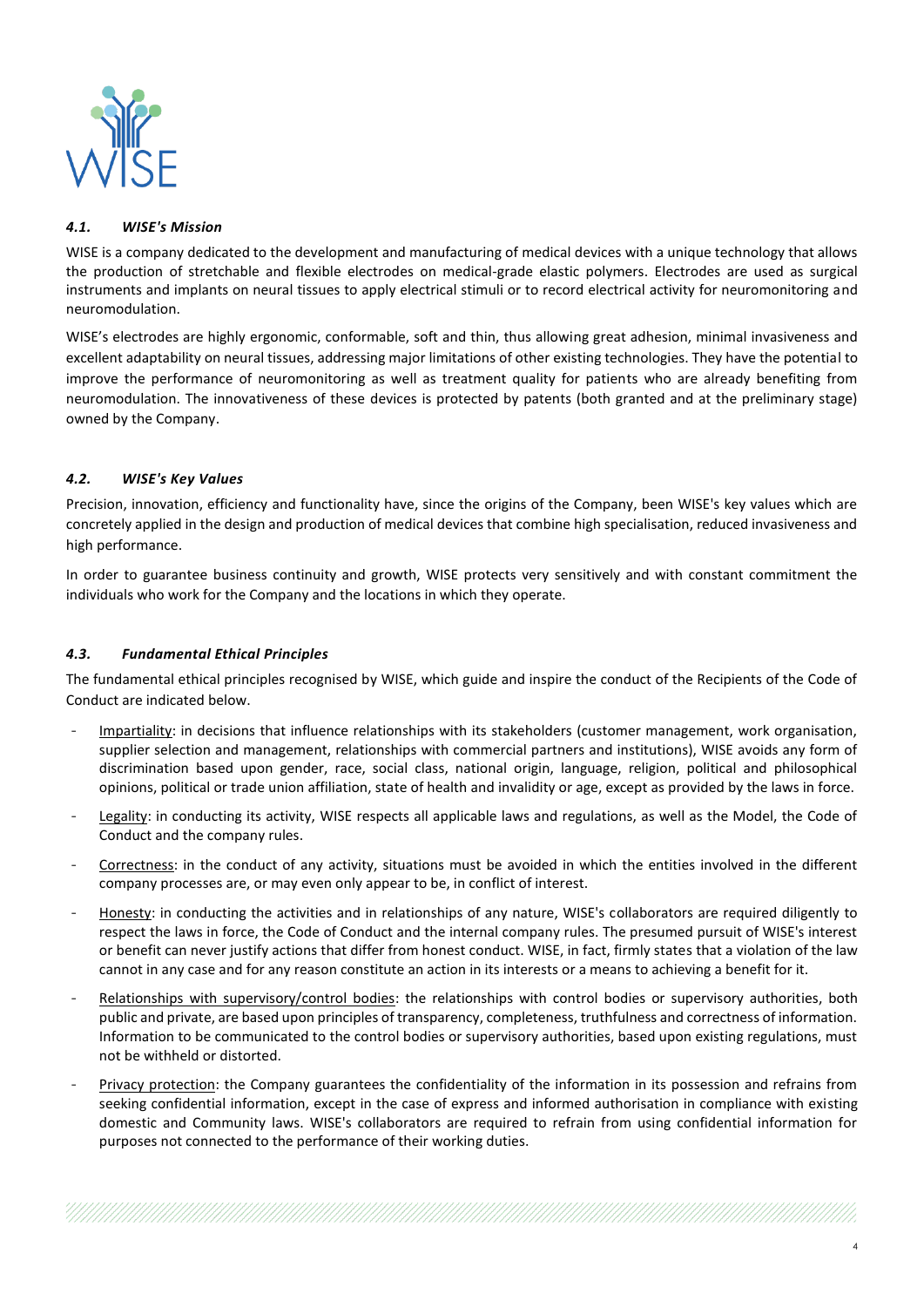### *4.1. WISE's Mission*

WISE is a company dedicated to the development and manufacturing of medical devices with a unique technology that allows the production of stretchable and flexible electrodes on medical-grade elastic polymers. Electrodes are used as surgical instruments and implants on neural tissues to apply electrical stimuli or to record electrical activity for neuromonitoring and neuromodulation.

WISE's electrodes are highly ergonomic, conformable, soft and thin, thus allowing great adhesion, minimal invasiveness and excellent adaptability on neural tissues, addressing major limitations of other existing technologies. They have the potential to improve the performance of neuromonitoring as well as treatment quality for patients who are already benefiting from neuromodulation. The innovativeness of these devices is protected by patents (both granted and at the preliminary stage) owned by the Company.

### *4.2. WISE's Key Values*

Precision, innovation, efficiency and functionality have, since the origins of the Company, been WISE's key values which are concretely applied in the design and production of medical devices that combine high specialisation, reduced invasiveness and high performance.

In order to guarantee business continuity and growth, WISE protects very sensitively and with constant commitment the individuals who work for the Company and the locations in which they operate.

### *4.3. Fundamental Ethical Principles*

The fundamental ethical principles recognised by WISE, which guide and inspire the conduct of the Recipients of the Code of Conduct are indicated below.

- Impartiality: in decisions that influence relationships with its stakeholders (customer management, work organisation, supplier selection and management, relationships with commercial partners and institutions), WISE avoids any form of discrimination based upon gender, race, social class, national origin, language, religion, political and philosophical opinions, political or trade union affiliation, state of health and invalidity or age, except as provided by the laws in force.
- Legality: in conducting its activity, WISE respects all applicable laws and regulations, as well as the Model, the Code of Conduct and the company rules.
- Correctness: in the conduct of any activity, situations must be avoided in which the entities involved in the different company processes are, or may even only appear to be, in conflict of interest.
- Honesty: in conducting the activities and in relationships of any nature, WISE's collaborators are required diligently to respect the laws in force, the Code of Conduct and the internal company rules. The presumed pursuit of WISE's interest or benefit can never justify actions that differ from honest conduct. WISE, in fact, firmly states that a violation of the law cannot in any case and for any reason constitute an action in its interests or a means to achieving a benefit for it.
- Relationships with supervisory/control bodies: the relationships with control bodies or supervisory authorities, both public and private, are based upon principles of transparency, completeness, truthfulness and correctness of information. Information to be communicated to the control bodies or supervisory authorities, based upon existing regulations, must not be withheld or distorted.
- Privacy protection: the Company guarantees the confidentiality of the information in its possession and refrains from seeking confidential information, except in the case of express and informed authorisation in compliance with existing domestic and Community laws. WISE's collaborators are required to refrain from using confidential information for purposes not connected to the performance of their working duties.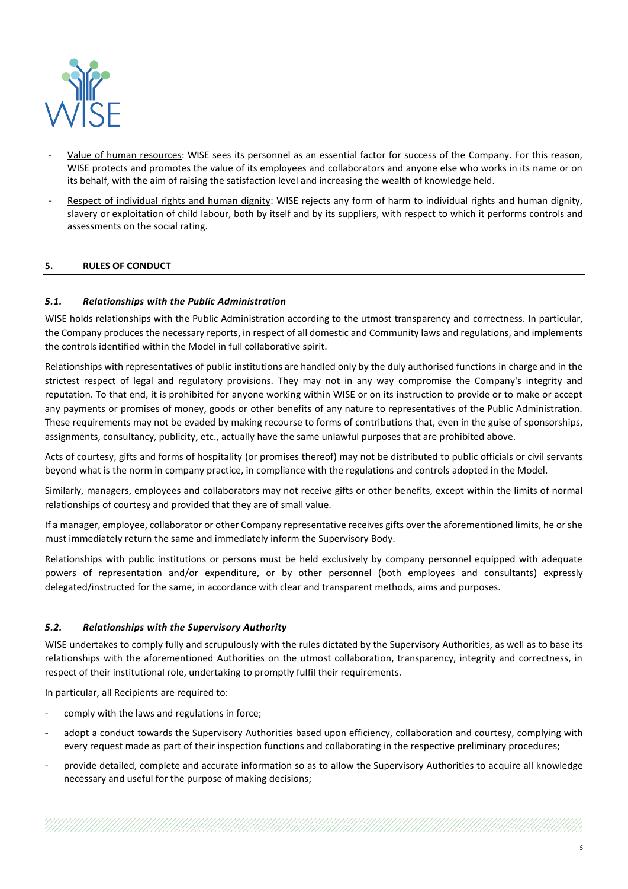- Value of human resources: WISE sees its personnel as an essential factor for success of the Company. For this reason, WISE protects and promotes the value of its employees and collaborators and anyone else who works in its name or on its behalf, with the aim of raising the satisfaction level and increasing the wealth of knowledge held.
- Respect of individual rights and human dignity: WISE rejects any form of harm to individual rights and human dignity, slavery or exploitation of child labour, both by itself and by its suppliers, with respect to which it performs controls and assessments on the social rating.

## 5. RULES OF CONDUCT

### *5.1. Relationships with the Public Administration*

WISE holds relationships with the Public Administration according to the utmost transparency and correctness. In particular, the Company produces the necessary reports, in respect of all domestic and Community laws and regulations, and implements the controls identified within the Model in full collaborative spirit.

Relationships with representatives of public institutions are handled only by the duly authorised functions in charge and in the strictest respect of legal and regulatory provisions. They may not in any way compromise the Company's integrity and reputation. To that end, it is prohibited for anyone working within WISE or on its instruction to provide or to make or accept any payments or promises of money, goods or other benefits of any nature to representatives of the Public Administration. These requirements may not be evaded by making recourse to forms of contributions that, even in the guise of sponsorships, assignments, consultancy, publicity, etc., actually have the same unlawful purposes that are prohibited above.

Acts of courtesy, gifts and forms of hospitality (or promises thereof) may not be distributed to public officials or civil servants beyond what is the norm in company practice, in compliance with the regulations and controls adopted in the Model.

Similarly, managers, employees and collaborators may not receive gifts or other benefits, except within the limits of normal relationships of courtesy and provided that they are of small value.

If a manager, employee, collaborator or other Company representative receives gifts over the aforementioned limits, he or she must immediately return the same and immediately inform the Supervisory Body.

Relationships with public institutions or persons must be held exclusively by company personnel equipped with adequate powers of representation and/or expenditure, or by other personnel (both employees and consultants) expressly delegated/instructed for the same, in accordance with clear and transparent methods, aims and purposes.

### *5.2. Relationships with the Supervisory Authority*

WISE undertakes to comply fully and scrupulously with the rules dictated by the Supervisory Authorities, as well as to base its relationships with the aforementioned Authorities on the utmost collaboration, transparency, integrity and correctness, in respect of their institutional role, undertaking to promptly fulfil their requirements.

In particular, all Recipients are required to:

- comply with the laws and regulations in force;
- adopt a conduct towards the Supervisory Authorities based upon efficiency, collaboration and courtesy, complying with every request made as part of their inspection functions and collaborating in the respective preliminary procedures;
- provide detailed, complete and accurate information so as to allow the Supervisory Authorities to acquire all knowledge necessary and useful for the purpose of making decisions;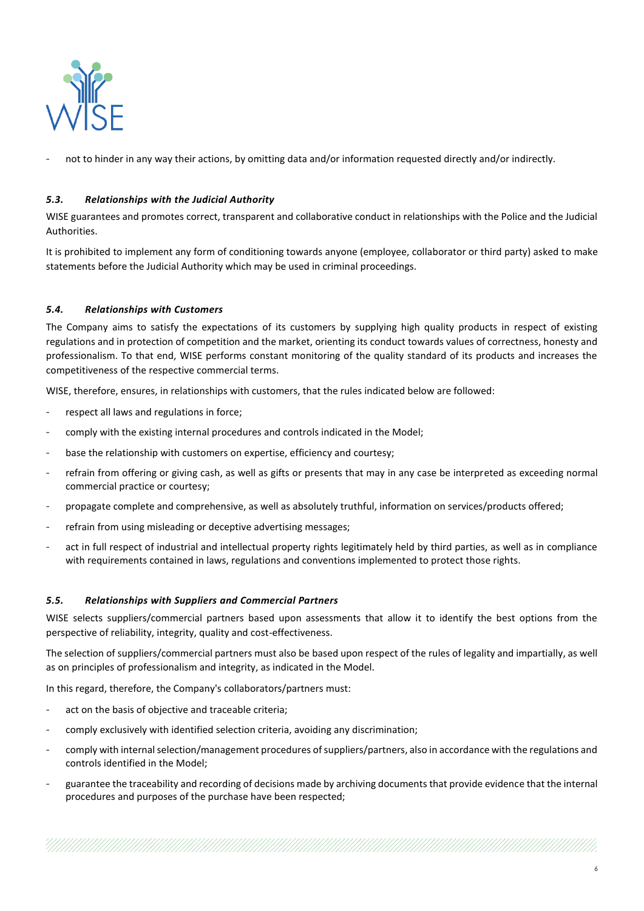- not to hinder in any way their actions, by omitting data and/or information requested directly and/or indirectly.

### *5.3. Relationships with the Judicial Authority*

WISE guarantees and promotes correct, transparent and collaborative conduct in relationships with the Police and the Judicial Authorities.

It is prohibited to implement any form of conditioning towards anyone (employee, collaborator or third party) asked to make statements before the Judicial Authority which may be used in criminal proceedings.

### *5.4. Relationships with Customers*

The Company aims to satisfy the expectations of its customers by supplying high quality products in respect of existing regulations and in protection of competition and the market, orienting its conduct towards values of correctness, honesty and professionalism. To that end, WISE performs constant monitoring of the quality standard of its products and increases the competitiveness of the respective commercial terms.

WISE, therefore, ensures, in relationships with customers, that the rules indicated below are followed:

- respect all laws and regulations in force;
- comply with the existing internal procedures and controls indicated in the Model;
- base the relationship with customers on expertise, efficiency and courtesy;
- refrain from offering or giving cash, as well as gifts or presents that may in any case be interpreted as exceeding normal commercial practice or courtesy;
- propagate complete and comprehensive, as well as absolutely truthful, information on services/products offered;
- refrain from using misleading or deceptive advertising messages;
- act in full respect of industrial and intellectual property rights legitimately held by third parties, as well as in compliance with requirements contained in laws, regulations and conventions implemented to protect those rights.

### *5.5. Relationships with Suppliers and Commercial Partners*

WISE selects suppliers/commercial partners based upon assessments that allow it to identify the best options from the perspective of reliability, integrity, quality and cost-effectiveness.

The selection of suppliers/commercial partners must also be based upon respect of the rules of legality and impartially, as well as on principles of professionalism and integrity, as indicated in the Model.

In this regard, therefore, the Company's collaborators/partners must:

- act on the basis of objective and traceable criteria;
- comply exclusively with identified selection criteria, avoiding any discrimination;
- comply with internal selection/management procedures of suppliers/partners, also in accordance with the regulations and controls identified in the Model;
- guarantee the traceability and recording of decisions made by archiving documents that provide evidence that the internal procedures and purposes of the purchase have been respected;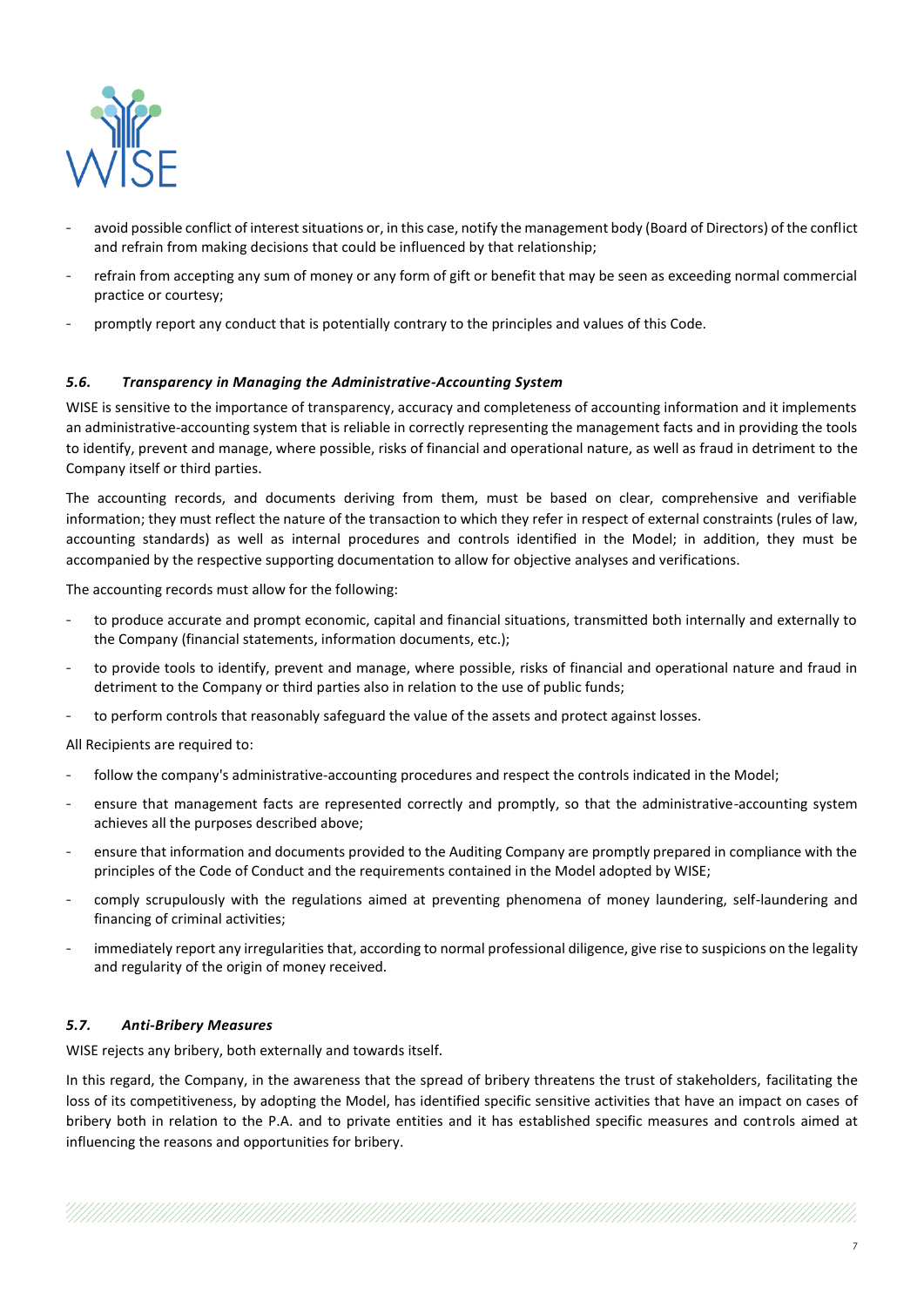- avoid possible conflict of interest situations or, in this case, notify the management body (Board of Directors) of the conflict and refrain from making decisions that could be influenced by that relationship;
- refrain from accepting any sum of money or any form of gift or benefit that may be seen as exceeding normal commercial practice or courtesy;
- promptly report any conduct that is potentially contrary to the principles and values of this Code.

### *5.6. Transparency in Managing the Administrative-Accounting System*

WISE is sensitive to the importance of transparency, accuracy and completeness of accounting information and it implements an administrative-accounting system that is reliable in correctly representing the management facts and in providing the tools to identify, prevent and manage, where possible, risks of financial and operational nature, as well as fraud in detriment to the Company itself or third parties.

The accounting records, and documents deriving from them, must be based on clear, comprehensive and verifiable information; they must reflect the nature of the transaction to which they refer in respect of external constraints (rules of law, accounting standards) as well as internal procedures and controls identified in the Model; in addition, they must be accompanied by the respective supporting documentation to allow for objective analyses and verifications.

The accounting records must allow for the following:

- to produce accurate and prompt economic, capital and financial situations, transmitted both internally and externally to the Company (financial statements, information documents, etc.);
- to provide tools to identify, prevent and manage, where possible, risks of financial and operational nature and fraud in detriment to the Company or third parties also in relation to the use of public funds;
- to perform controls that reasonably safeguard the value of the assets and protect against losses.

All Recipients are required to:

- follow the company's administrative-accounting procedures and respect the controls indicated in the Model;
- ensure that management facts are represented correctly and promptly, so that the administrative-accounting system achieves all the purposes described above;
- ensure that information and documents provided to the Auditing Company are promptly prepared in compliance with the principles of the Code of Conduct and the requirements contained in the Model adopted by WISE;
- comply scrupulously with the regulations aimed at preventing phenomena of money laundering, self-laundering and financing of criminal activities;
- immediately report any irregularities that, according to normal professional diligence, give rise to suspicions on the legality and regularity of the origin of money received.

### *5.7. Anti-Bribery Measures*

WISE rejects any bribery, both externally and towards itself.

In this regard, the Company, in the awareness that the spread of bribery threatens the trust of stakeholders, facilitating the loss of its competitiveness, by adopting the Model, has identified specific sensitive activities that have an impact on cases of bribery both in relation to the P.A. and to private entities and it has established specific measures and controls aimed at influencing the reasons and opportunities for bribery.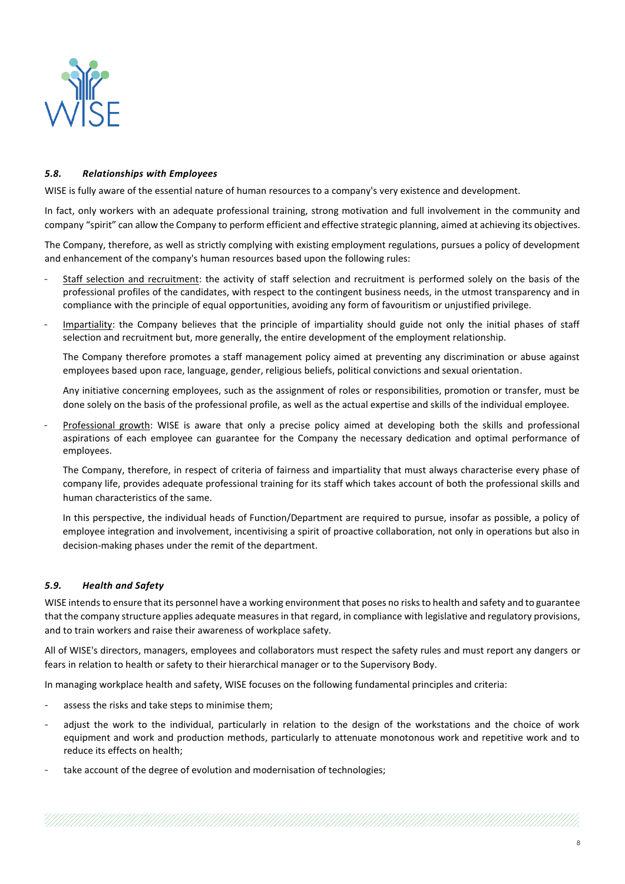### *5.8. Relationships with Employees*

WISE is fully aware of the essential nature of human resources to a company's very existence and development.

In fact, only workers with an adequate professional training, strong motivation and full involvement in the community and company "spirit" can allow the Company to perform efficient and effective strategic planning, aimed at achieving its objectives.

The Company, therefore, as well as strictly complying with existing employment regulations, pursues a policy of development and enhancement of the company's human resources based upon the following rules:

- Staff selection and recruitment: the activity of staff selection and recruitment is performed solely on the basis of the professional profiles of the candidates, with respect to the contingent business needs, in the utmost transparency and in compliance with the principle of equal opportunities, avoiding any form of favouritism or unjustified privilege.
- Impartiality: the Company believes that the principle of impartiality should guide not only the initial phases of staff selection and recruitment but, more generally, the entire development of the employment relationship.

  The Company therefore promotes a staff management policy aimed at preventing any discrimination or abuse against employees based upon race, language, gender, religious beliefs, political convictions and sexual orientation.

  Any initiative concerning employees, such as the assignment of roles or responsibilities, promotion or transfer, must be done solely on the basis of the professional profile, as well as the actual expertise and skills of the individual employee.
- Professional growth: WISE is aware that only a precise policy aimed at developing both the skills and professional aspirations of each employee can guarantee for the Company the necessary dedication and optimal performance of employees.

  The Company, therefore, in respect of criteria of fairness and impartiality that must always characterise every phase of company life, provides adequate professional training for its staff which takes account of both the professional skills and human characteristics of the same.

  In this perspective, the individual heads of Function/Department are required to pursue, insofar as possible, a policy of employee integration and involvement, incentivising a spirit of proactive collaboration, not only in operations but also in decision-making phases under the remit of the department.

### *5.9. Health and Safety*

WISE intends to ensure that its personnel have a working environment that poses no risks to health and safety and to guarantee that the company structure applies adequate measures in that regard, in compliance with legislative and regulatory provisions, and to train workers and raise their awareness of workplace safety.

All of WISE's directors, managers, employees and collaborators must respect the safety rules and must report any dangers or fears in relation to health or safety to their hierarchical manager or to the Supervisory Body.

In managing workplace health and safety, WISE focuses on the following fundamental principles and criteria:

- assess the risks and take steps to minimise them;
- adjust the work to the individual, particularly in relation to the design of the workstations and the choice of work equipment and work and production methods, particularly to attenuate monotonous work and repetitive work and to reduce its effects on health;
- take account of the degree of evolution and modernisation of technologies;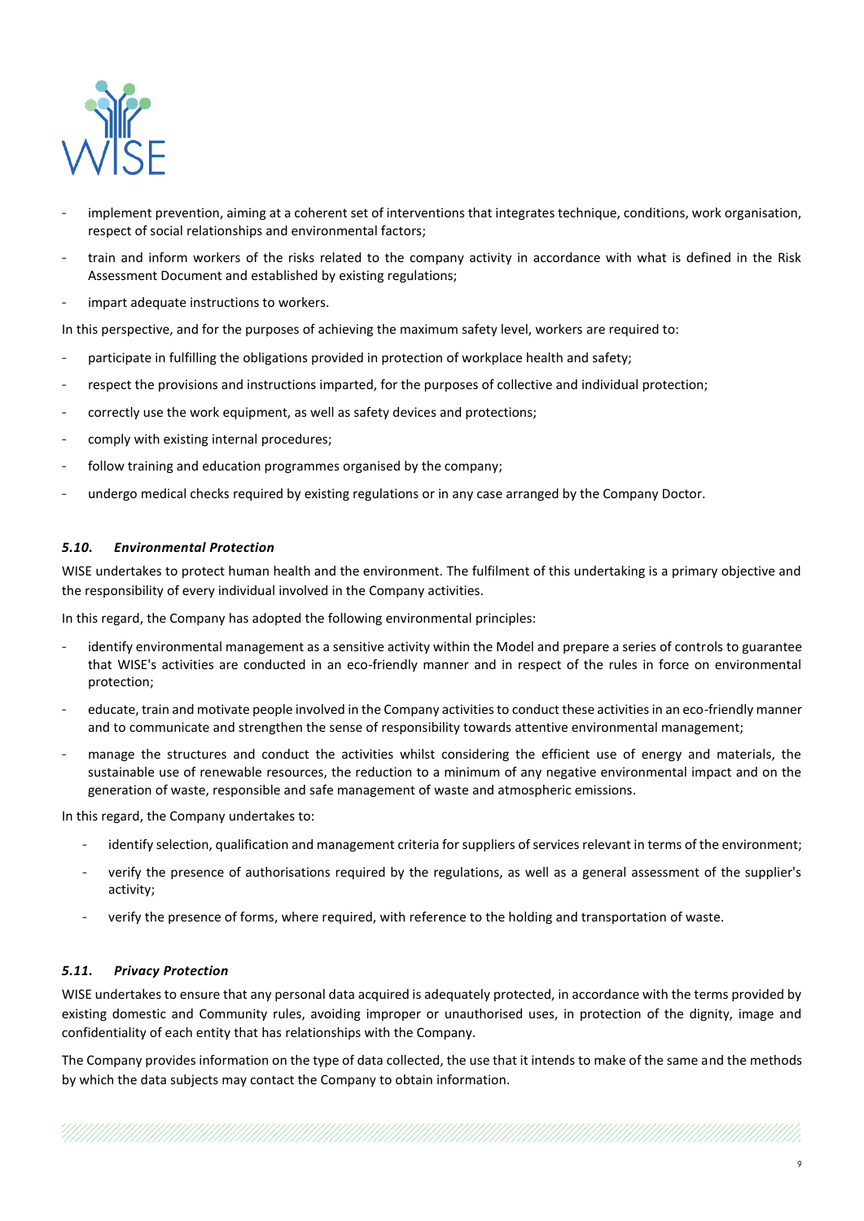- implement prevention, aiming at a coherent set of interventions that integrates technique, conditions, work organisation, respect of social relationships and environmental factors;
- train and inform workers of the risks related to the company activity in accordance with what is defined in the Risk Assessment Document and established by existing regulations;
- impart adequate instructions to workers.

In this perspective, and for the purposes of achieving the maximum safety level, workers are required to:

- participate in fulfilling the obligations provided in protection of workplace health and safety;
- respect the provisions and instructions imparted, for the purposes of collective and individual protection;
- correctly use the work equipment, as well as safety devices and protections;
- comply with existing internal procedures;
- follow training and education programmes organised by the company;
- undergo medical checks required by existing regulations or in any case arranged by the Company Doctor.

### *5.10. Environmental Protection*

WISE undertakes to protect human health and the environment. The fulfilment of this undertaking is a primary objective and the responsibility of every individual involved in the Company activities.

In this regard, the Company has adopted the following environmental principles:

- identify environmental management as a sensitive activity within the Model and prepare a series of controls to guarantee that WISE's activities are conducted in an eco-friendly manner and in respect of the rules in force on environmental protection;
- educate, train and motivate people involved in the Company activities to conduct these activities in an eco-friendly manner and to communicate and strengthen the sense of responsibility towards attentive environmental management;
- manage the structures and conduct the activities whilst considering the efficient use of energy and materials, the sustainable use of renewable resources, the reduction to a minimum of any negative environmental impact and on the generation of waste, responsible and safe management of waste and atmospheric emissions.

In this regard, the Company undertakes to:

- identify selection, qualification and management criteria for suppliers of services relevant in terms of the environment;
- verify the presence of authorisations required by the regulations, as well as a general assessment of the supplier's activity;
- verify the presence of forms, where required, with reference to the holding and transportation of waste.

### *5.11. Privacy Protection*

WISE undertakes to ensure that any personal data acquired is adequately protected, in accordance with the terms provided by existing domestic and Community rules, avoiding improper or unauthorised uses, in protection of the dignity, image and confidentiality of each entity that has relationships with the Company.

The Company provides information on the type of data collected, the use that it intends to make of the same and the methods by which the data subjects may contact the Company to obtain information.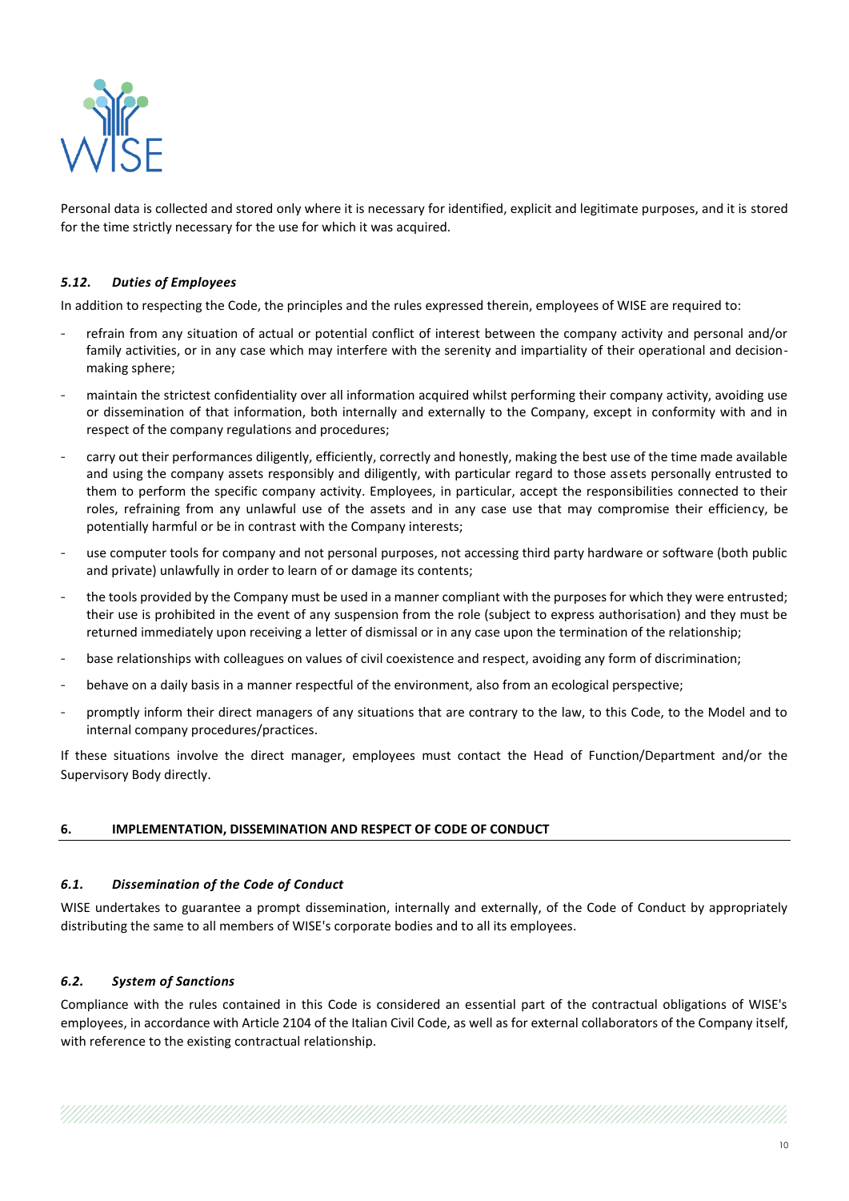Personal data is collected and stored only where it is necessary for identified, explicit and legitimate purposes, and it is stored for the time strictly necessary for the use for which it was acquired.

### *5.12. Duties of Employees*

In addition to respecting the Code, the principles and the rules expressed therein, employees of WISE are required to:

- refrain from any situation of actual or potential conflict of interest between the company activity and personal and/or family activities, or in any case which may interfere with the serenity and impartiality of their operational and decision-making sphere;
- maintain the strictest confidentiality over all information acquired whilst performing their company activity, avoiding use or dissemination of that information, both internally and externally to the Company, except in conformity with and in respect of the company regulations and procedures;
- carry out their performances diligently, efficiently, correctly and honestly, making the best use of the time made available and using the company assets responsibly and diligently, with particular regard to those assets personally entrusted to them to perform the specific company activity. Employees, in particular, accept the responsibilities connected to their roles, refraining from any unlawful use of the assets and in any case use that may compromise their efficiency, be potentially harmful or be in contrast with the Company interests;
- use computer tools for company and not personal purposes, not accessing third party hardware or software (both public and private) unlawfully in order to learn of or damage its contents;
- the tools provided by the Company must be used in a manner compliant with the purposes for which they were entrusted; their use is prohibited in the event of any suspension from the role (subject to express authorisation) and they must be returned immediately upon receiving a letter of dismissal or in any case upon the termination of the relationship;
- base relationships with colleagues on values of civil coexistence and respect, avoiding any form of discrimination;
- behave on a daily basis in a manner respectful of the environment, also from an ecological perspective;
- promptly inform their direct managers of any situations that are contrary to the law, to this Code, to the Model and to internal company procedures/practices.

If these situations involve the direct manager, employees must contact the Head of Function/Department and/or the Supervisory Body directly.

## 6. IMPLEMENTATION, DISSEMINATION AND RESPECT OF CODE OF CONDUCT

### *6.1. Dissemination of the Code of Conduct*

WISE undertakes to guarantee a prompt dissemination, internally and externally, of the Code of Conduct by appropriately distributing the same to all members of WISE's corporate bodies and to all its employees.

### *6.2. System of Sanctions*

Compliance with the rules contained in this Code is considered an essential part of the contractual obligations of WISE's employees, in accordance with Article 2104 of the Italian Civil Code, as well as for external collaborators of the Company itself, with reference to the existing contractual relationship.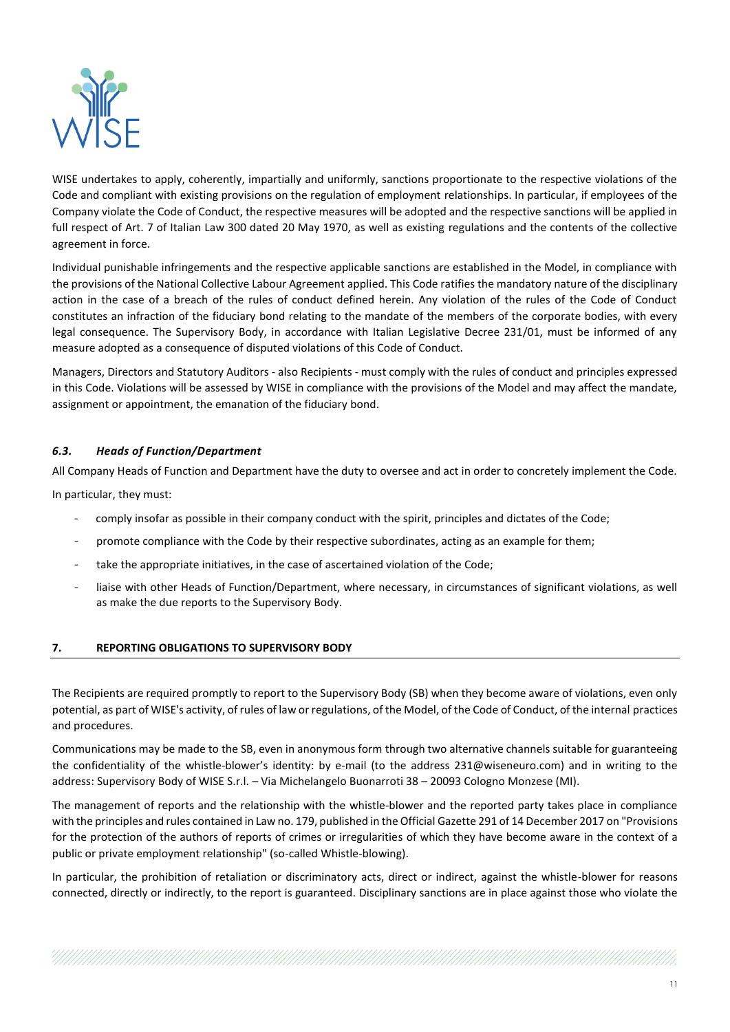WISE undertakes to apply, coherently, impartially and uniformly, sanctions proportionate to the respective violations of the Code and compliant with existing provisions on the regulation of employment relationships. In particular, if employees of the Company violate the Code of Conduct, the respective measures will be adopted and the respective sanctions will be applied in full respect of Art. 7 of Italian Law 300 dated 20 May 1970, as well as existing regulations and the contents of the collective agreement in force.

Individual punishable infringements and the respective applicable sanctions are established in the Model, in compliance with the provisions of the National Collective Labour Agreement applied. This Code ratifies the mandatory nature of the disciplinary action in the case of a breach of the rules of conduct defined herein. Any violation of the rules of the Code of Conduct constitutes an infraction of the fiduciary bond relating to the mandate of the members of the corporate bodies, with every legal consequence. The Supervisory Body, in accordance with Italian Legislative Decree 231/01, must be informed of any measure adopted as a consequence of disputed violations of this Code of Conduct.

Managers, Directors and Statutory Auditors - also Recipients - must comply with the rules of conduct and principles expressed in this Code. Violations will be assessed by WISE in compliance with the provisions of the Model and may affect the mandate, assignment or appointment, the emanation of the fiduciary bond.

### *6.3. Heads of Function/Department*

All Company Heads of Function and Department have the duty to oversee and act in order to concretely implement the Code.

In particular, they must:

- comply insofar as possible in their company conduct with the spirit, principles and dictates of the Code;
- promote compliance with the Code by their respective subordinates, acting as an example for them;
- take the appropriate initiatives, in the case of ascertained violation of the Code;
- liaise with other Heads of Function/Department, where necessary, in circumstances of significant violations, as well as make the due reports to the Supervisory Body.

## 7. REPORTING OBLIGATIONS TO SUPERVISORY BODY

The Recipients are required promptly to report to the Supervisory Body (SB) when they become aware of violations, even only potential, as part of WISE's activity, of rules of law or regulations, of the Model, of the Code of Conduct, of the internal practices and procedures.

Communications may be made to the SB, even in anonymous form through two alternative channels suitable for guaranteeing the confidentiality of the whistle-blower's identity: by e-mail (to the address 231@wiseneuro.com) and in writing to the address: Supervisory Body of WISE S.r.l. – Via Michelangelo Buonarroti 38 – 20093 Cologno Monzese (MI).

The management of reports and the relationship with the whistle-blower and the reported party takes place in compliance with the principles and rules contained in Law no. 179, published in the Official Gazette 291 of 14 December 2017 on "Provisions for the protection of the authors of reports of crimes or irregularities of which they have become aware in the context of a public or private employment relationship" (so-called Whistle-blowing).

In particular, the prohibition of retaliation or discriminatory acts, direct or indirect, against the whistle-blower for reasons connected, directly or indirectly, to the report is guaranteed. Disciplinary sanctions are in place against those who violate the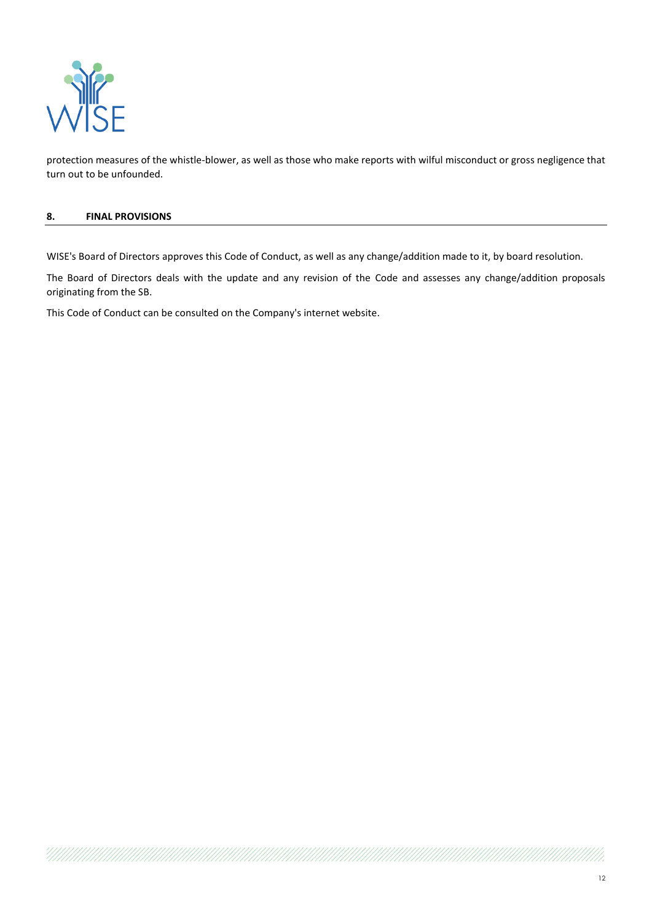protection measures of the whistle-blower, as well as those who make reports with wilful misconduct or gross negligence that turn out to be unfounded.

## 8. FINAL PROVISIONS

WISE's Board of Directors approves this Code of Conduct, as well as any change/addition made to it, by board resolution.

The Board of Directors deals with the update and any revision of the Code and assesses any change/addition proposals originating from the SB.

This Code of Conduct can be consulted on the Company's internet website.